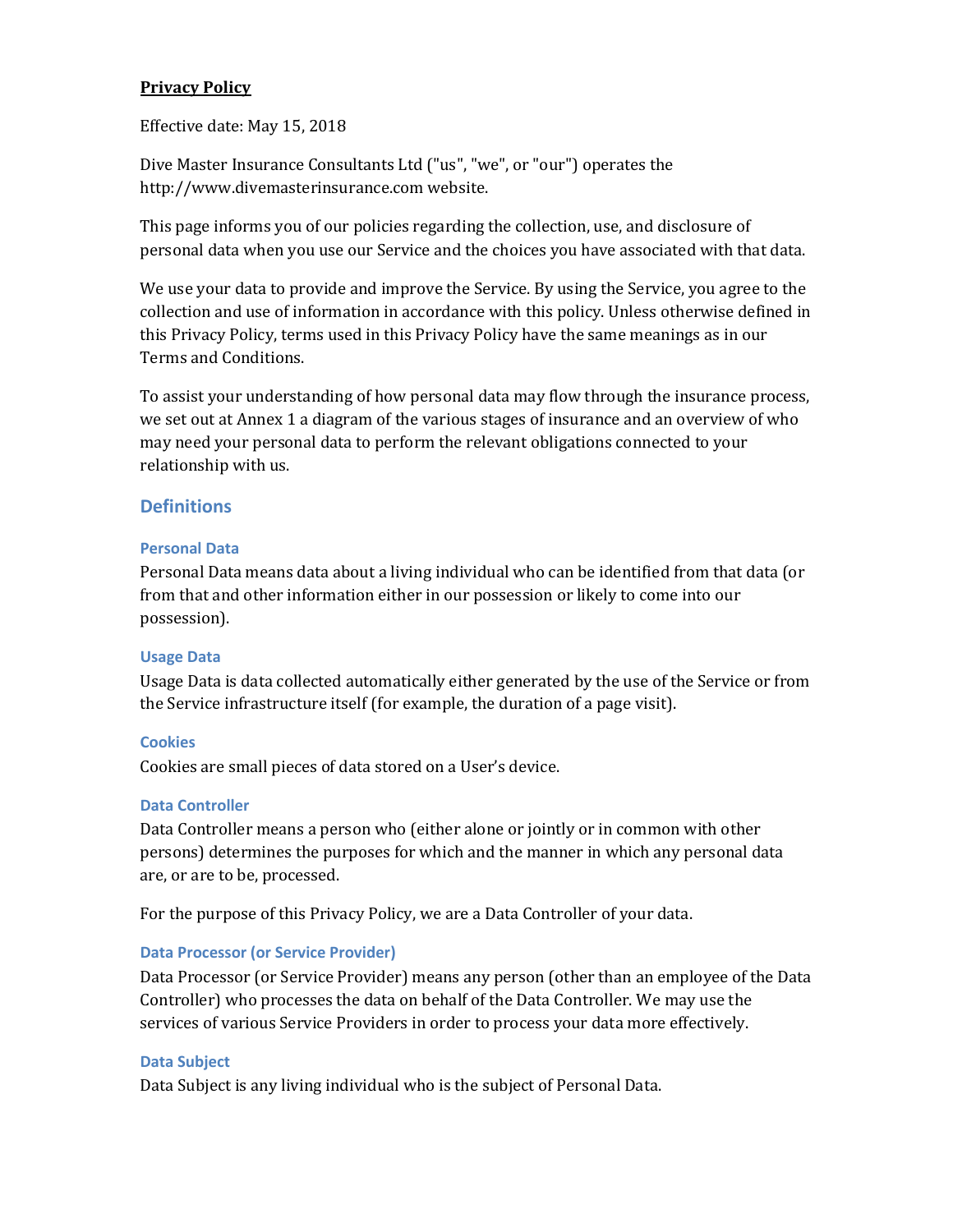**Privacy Policy**

Effective date: May 15, 2018

Dive Master Insurance Consultants Ltd ("us", "we", or "our") operates the http://www.divemasterinsurance.com website.

This page informs you of our policies regarding the collection, use, and disclosure of personal data when you use our Service and the choices you have associated with that data.

We use your data to provide and improve the Service. By using the Service, you agree to the collection and use of information in accordance with this policy. Unless otherwise defined in this Privacy Policy, terms used in this Privacy Policy have the same meanings as in our Terms and Conditions.

To assist your understanding of how personal data may flow through the insurance process, we set out at Annex 1 a diagram of the various stages of insurance and an overview of who may need your personal data to perform the relevant obligations connected to your relationship with us.

## Definitions

### Personal Data

Personal Data means data about a living individual who can be identified from that data (or from that and other information either in our possession or likely to come into our possession).

### Usage Data

Usage Data is data collected automatically either generated by the use of the Service or from the Service infrastructure itself (for example, the duration of a page visit).

### Cookies

Cookies are small pieces of data stored on a User's device.

### Data Controller

Data Controller means a person who (either alone or jointly or in common with other persons) determines the purposes for which and the manner in which any personal data are, or are to be, processed.

For the purpose of this Privacy Policy, we are a Data Controller of your data.

### Data Processor (or Service Provider)

Data Processor (or Service Provider) means any person (other than an employee of the Data Controller) who processes the data on behalf of the Data Controller. We may use the services of various Service Providers in order to process your data more effectively.

### Data Subject

Data Subject is any living individual who is the subject of Personal Data.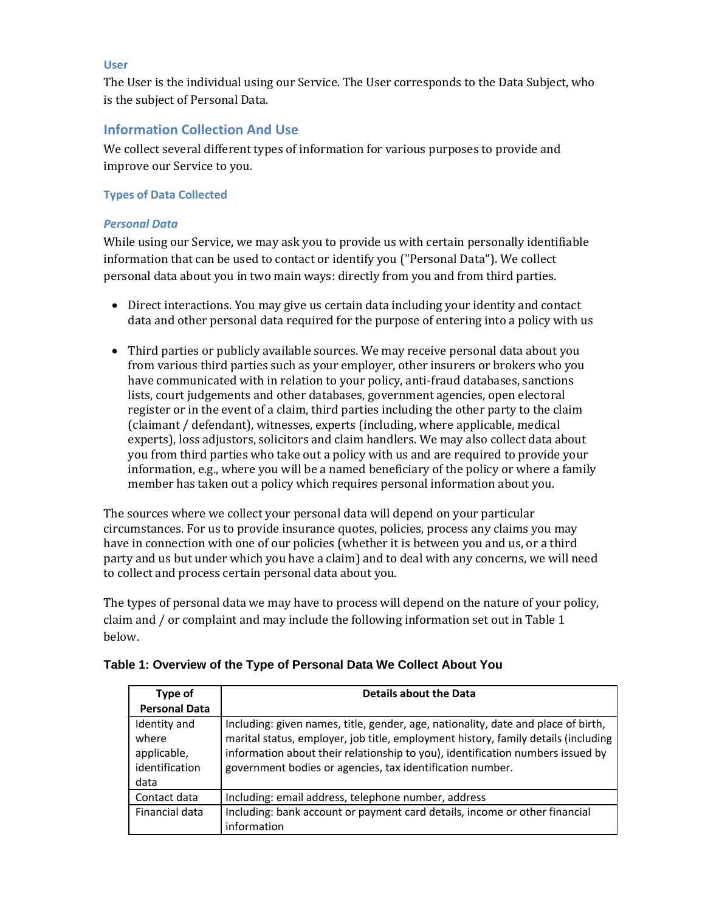### User

The User is the individual using our Service. The User corresponds to the Data Subject, who is the subject of Personal Data.

## Information Collection And Use

We collect several different types of information for various purposes to provide and improve our Service to you.

### Types of Data Collected

#### *Personal Data*

While using our Service, we may ask you to provide us with certain personally identifiable information that can be used to contact or identify you ("Personal Data"). We collect personal data about you in two main ways: directly from you and from third parties.

- Direct interactions. You may give us certain data including your identity and contact data and other personal data required for the purpose of entering into a policy with us

- Third parties or publicly available sources. We may receive personal data about you from various third parties such as your employer, other insurers or brokers who you have communicated with in relation to your policy, anti-fraud databases, sanctions lists, court judgements and other databases, government agencies, open electoral register or in the event of a claim, third parties including the other party to the claim (claimant / defendant), witnesses, experts (including, where applicable, medical experts), loss adjustors, solicitors and claim handlers. We may also collect data about you from third parties who take out a policy with us and are required to provide your information, e.g., where you will be a named beneficiary of the policy or where a family member has taken out a policy which requires personal information about you.

The sources where we collect your personal data will depend on your particular circumstances. For us to provide insurance quotes, policies, process any claims you may have in connection with one of our policies (whether it is between you and us, or a third party and us but under which you have a claim) and to deal with any concerns, we will need to collect and process certain personal data about you.

The types of personal data we may have to process will depend on the nature of your policy, claim and / or complaint and may include the following information set out in Table 1 below.

**Table 1: Overview of the Type of Personal Data We Collect About You**

| Type of Personal Data | Details about the Data |
|---|---|
| Identity and where applicable, identification data | Including: given names, title, gender, age, nationality, date and place of birth, marital status, employer, job title, employment history, family details (including information about their relationship to you), identification numbers issued by government bodies or agencies, tax identification number. |
| Contact data | Including: email address, telephone number, address |
| Financial data | Including: bank account or payment card details, income or other financial information |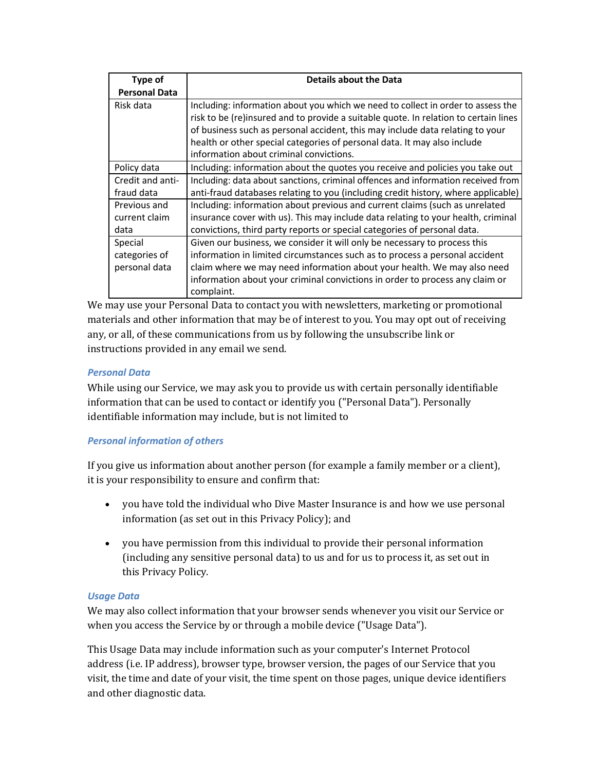| Type of Personal Data | Details about the Data |
|---|---|
| Risk data | Including: information about you which we need to collect in order to assess the risk to be (re)insured and to provide a suitable quote. In relation to certain lines of business such as personal accident, this may include data relating to your health or other special categories of personal data. It may also include information about criminal convictions. |
| Policy data | Including: information about the quotes you receive and policies you take out |
| Credit and anti-fraud data | Including: data about sanctions, criminal offences and information received from anti-fraud databases relating to you (including credit history, where applicable) |
| Previous and current claim data | Including: information about previous and current claims (such as unrelated insurance cover with us). This may include data relating to your health, criminal convictions, third party reports or special categories of personal data. |
| Special categories of personal data | Given our business, we consider it will only be necessary to process this information in limited circumstances such as to process a personal accident claim where we may need information about your health. We may also need information about your criminal convictions in order to process any claim or complaint. |

We may use your Personal Data to contact you with newsletters, marketing or promotional materials and other information that may be of interest to you. You may opt out of receiving any, or all, of these communications from us by following the unsubscribe link or instructions provided in any email we send.

### *Personal Data*

While using our Service, we may ask you to provide us with certain personally identifiable information that can be used to contact or identify you ("Personal Data"). Personally identifiable information may include, but is not limited to

### *Personal information of others*

If you give us information about another person (for example a family member or a client), it is your responsibility to ensure and confirm that:

- you have told the individual who Dive Master Insurance is and how we use personal information (as set out in this Privacy Policy); and
- you have permission from this individual to provide their personal information (including any sensitive personal data) to us and for us to process it, as set out in this Privacy Policy.

### *Usage Data*

We may also collect information that your browser sends whenever you visit our Service or when you access the Service by or through a mobile device ("Usage Data").

This Usage Data may include information such as your computer's Internet Protocol address (i.e. IP address), browser type, browser version, the pages of our Service that you visit, the time and date of your visit, the time spent on those pages, unique device identifiers and other diagnostic data.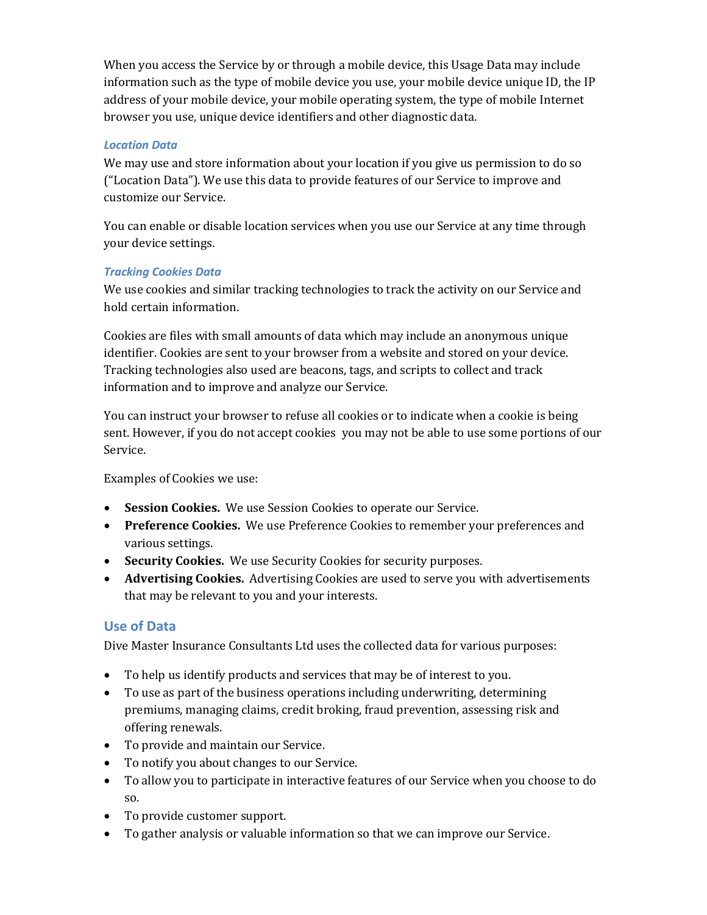When you access the Service by or through a mobile device, this Usage Data may include information such as the type of mobile device you use, your mobile device unique ID, the IP address of your mobile device, your mobile operating system, the type of mobile Internet browser you use, unique device identifiers and other diagnostic data.

#### *Location Data*

We may use and store information about your location if you give us permission to do so ("Location Data"). We use this data to provide features of our Service to improve and customize our Service.

You can enable or disable location services when you use our Service at any time through your device settings.

#### *Tracking Cookies Data*

We use cookies and similar tracking technologies to track the activity on our Service and hold certain information.

Cookies are files with small amounts of data which may include an anonymous unique identifier. Cookies are sent to your browser from a website and stored on your device. Tracking technologies also used are beacons, tags, and scripts to collect and track information and to improve and analyze our Service.

You can instruct your browser to refuse all cookies or to indicate when a cookie is being sent. However, if you do not accept cookies you may not be able to use some portions of our Service.

Examples of Cookies we use:

- **Session Cookies.** We use Session Cookies to operate our Service.
- **Preference Cookies.** We use Preference Cookies to remember your preferences and various settings.
- **Security Cookies.** We use Security Cookies for security purposes.
- **Advertising Cookies.** Advertising Cookies are used to serve you with advertisements that may be relevant to you and your interests.

### Use of Data

Dive Master Insurance Consultants Ltd uses the collected data for various purposes:

- To help us identify products and services that may be of interest to you.
- To use as part of the business operations including underwriting, determining premiums, managing claims, credit broking, fraud prevention, assessing risk and offering renewals.
- To provide and maintain our Service.
- To notify you about changes to our Service.
- To allow you to participate in interactive features of our Service when you choose to do so.
- To provide customer support.
- To gather analysis or valuable information so that we can improve our Service.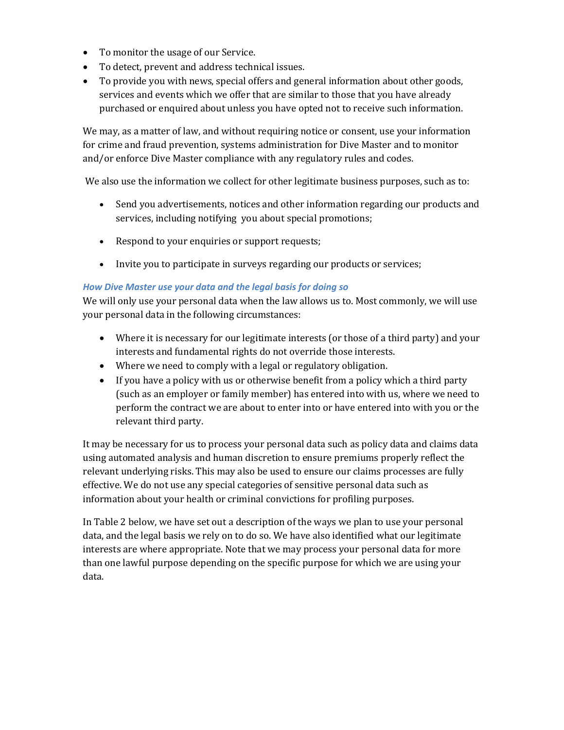- To monitor the usage of our Service.
- To detect, prevent and address technical issues.
- To provide you with news, special offers and general information about other goods, services and events which we offer that are similar to those that you have already purchased or enquired about unless you have opted not to receive such information.

We may, as a matter of law, and without requiring notice or consent, use your information for crime and fraud prevention, systems administration for Dive Master and to monitor and/or enforce Dive Master compliance with any regulatory rules and codes.

We also use the information we collect for other legitimate business purposes, such as to:

- Send you advertisements, notices and other information regarding our products and services, including notifying you about special promotions;
- Respond to your enquiries or support requests;
- Invite you to participate in surveys regarding our products or services;

### *How Dive Master use your data and the legal basis for doing so*

We will only use your personal data when the law allows us to. Most commonly, we will use your personal data in the following circumstances:

- Where it is necessary for our legitimate interests (or those of a third party) and your interests and fundamental rights do not override those interests.
- Where we need to comply with a legal or regulatory obligation.
- If you have a policy with us or otherwise benefit from a policy which a third party (such as an employer or family member) has entered into with us, where we need to perform the contract we are about to enter into or have entered into with you or the relevant third party.

It may be necessary for us to process your personal data such as policy data and claims data using automated analysis and human discretion to ensure premiums properly reflect the relevant underlying risks. This may also be used to ensure our claims processes are fully effective. We do not use any special categories of sensitive personal data such as information about your health or criminal convictions for profiling purposes.

In Table 2 below, we have set out a description of the ways we plan to use your personal data, and the legal basis we rely on to do so. We have also identified what our legitimate interests are where appropriate. Note that we may process your personal data for more than one lawful purpose depending on the specific purpose for which we are using your data.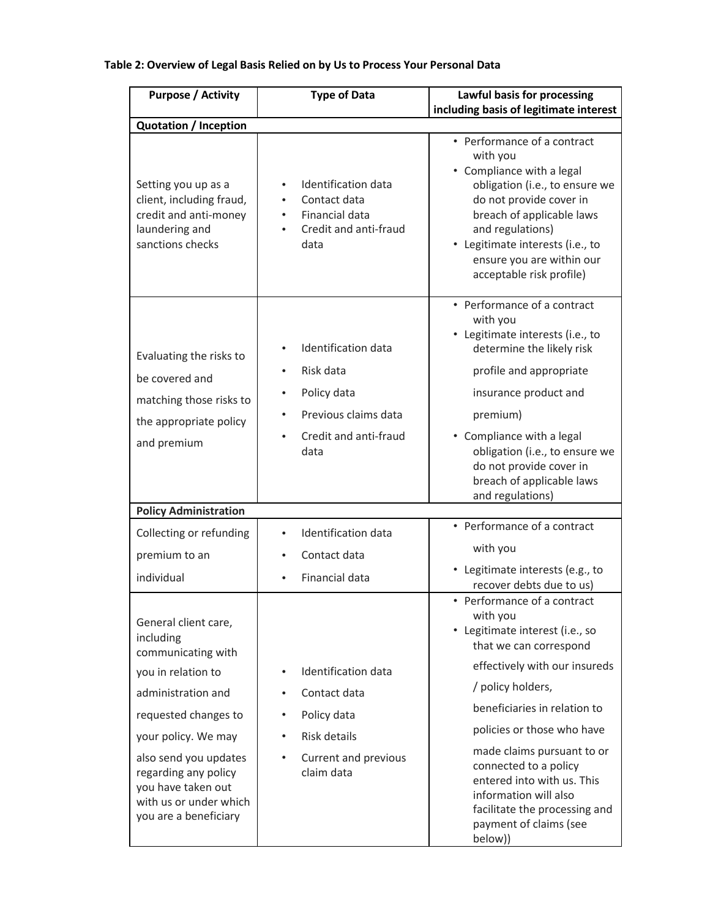**Table 2: Overview of Legal Basis Relied on by Us to Process Your Personal Data**

| Purpose / Activity | Type of Data | Lawful basis for processing including basis of legitimate interest |
|---|---|---|
| **Quotation / Inception** | | |
| Setting you up as a client, including fraud, credit and anti-money laundering and sanctions checks | • Identification data<br>• Contact data<br>• Financial data<br>• Credit and anti-fraud data | • Performance of a contract with you<br>• Compliance with a legal obligation (i.e., to ensure we do not provide cover in breach of applicable laws and regulations)<br>• Legitimate interests (i.e., to ensure you are within our acceptable risk profile) |
| Evaluating the risks to be covered and matching those risks to the appropriate policy and premium | • Identification data<br>• Risk data<br>• Policy data<br>• Previous claims data<br>• Credit and anti-fraud data | • Performance of a contract with you<br>• Legitimate interests (i.e., to determine the likely risk profile and appropriate insurance product and premium)<br>• Compliance with a legal obligation (i.e., to ensure we do not provide cover in breach of applicable laws and regulations) |
| **Policy Administration** | | |
| Collecting or refunding premium to an individual | • Identification data<br>• Contact data<br>• Financial data | • Performance of a contract with you<br>• Legitimate interests (e.g., to recover debts due to us) |
| General client care, including communicating with you in relation to administration and requested changes to your policy. We may also send you updates regarding any policy you have taken out with us or under which you are a beneficiary | • Identification data<br>• Contact data<br>• Policy data<br>• Risk details<br>• Current and previous claim data | • Performance of a contract with you<br>• Legitimate interest (i.e., so that we can correspond effectively with our insureds / policy holders, beneficiaries in relation to policies or those who have made claims pursuant to or connected to a policy entered into with us. This information will also facilitate the processing and payment of claims (see below)) |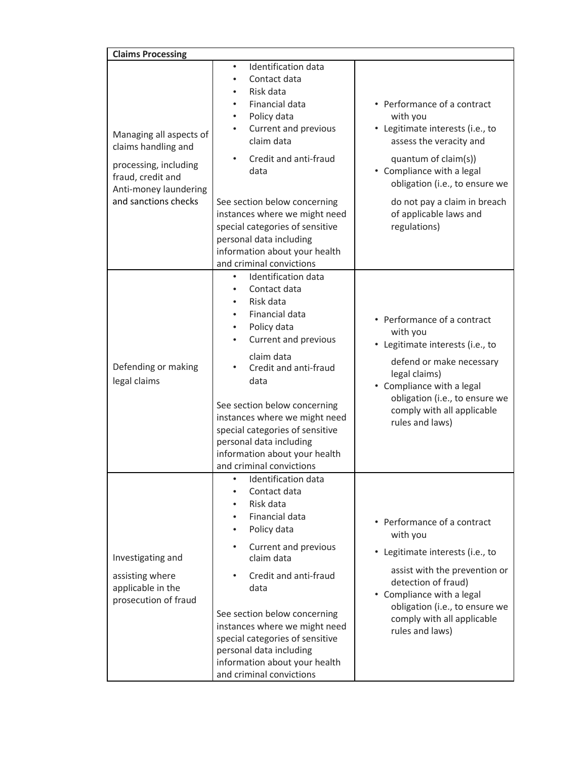| Claims Processing | | |
|---|---|---|
| Managing all aspects of claims handling and processing, including fraud, credit and Anti-money laundering and sanctions checks | • Identification data<br>• Contact data<br>• Risk data<br>• Financial data<br>• Policy data<br>• Current and previous claim data<br>• Credit and anti-fraud data<br><br>See section below concerning instances where we might need special categories of sensitive personal data including information about your health and criminal convictions | • Performance of a contract with you<br>• Legitimate interests (i.e., to assess the veracity and quantum of claim(s))<br>• Compliance with a legal obligation (i.e., to ensure we do not pay a claim in breach of applicable laws and regulations) |
| Defending or making legal claims | • Identification data<br>• Contact data<br>• Risk data<br>• Financial data<br>• Policy data<br>• Current and previous claim data<br>• Credit and anti-fraud data<br><br>See section below concerning instances where we might need special categories of sensitive personal data including information about your health and criminal convictions | • Performance of a contract with you<br>• Legitimate interests (i.e., to defend or make necessary legal claims)<br>• Compliance with a legal obligation (i.e., to ensure we comply with all applicable rules and laws) |
| Investigating and assisting where applicable in the prosecution of fraud | • Identification data<br>• Contact data<br>• Risk data<br>• Financial data<br>• Policy data<br>• Current and previous claim data<br>• Credit and anti-fraud data<br><br>See section below concerning instances where we might need special categories of sensitive personal data including information about your health and criminal convictions | • Performance of a contract with you<br>• Legitimate interests (i.e., to assist with the prevention or detection of fraud)<br>• Compliance with a legal obligation (i.e., to ensure we comply with all applicable rules and laws) |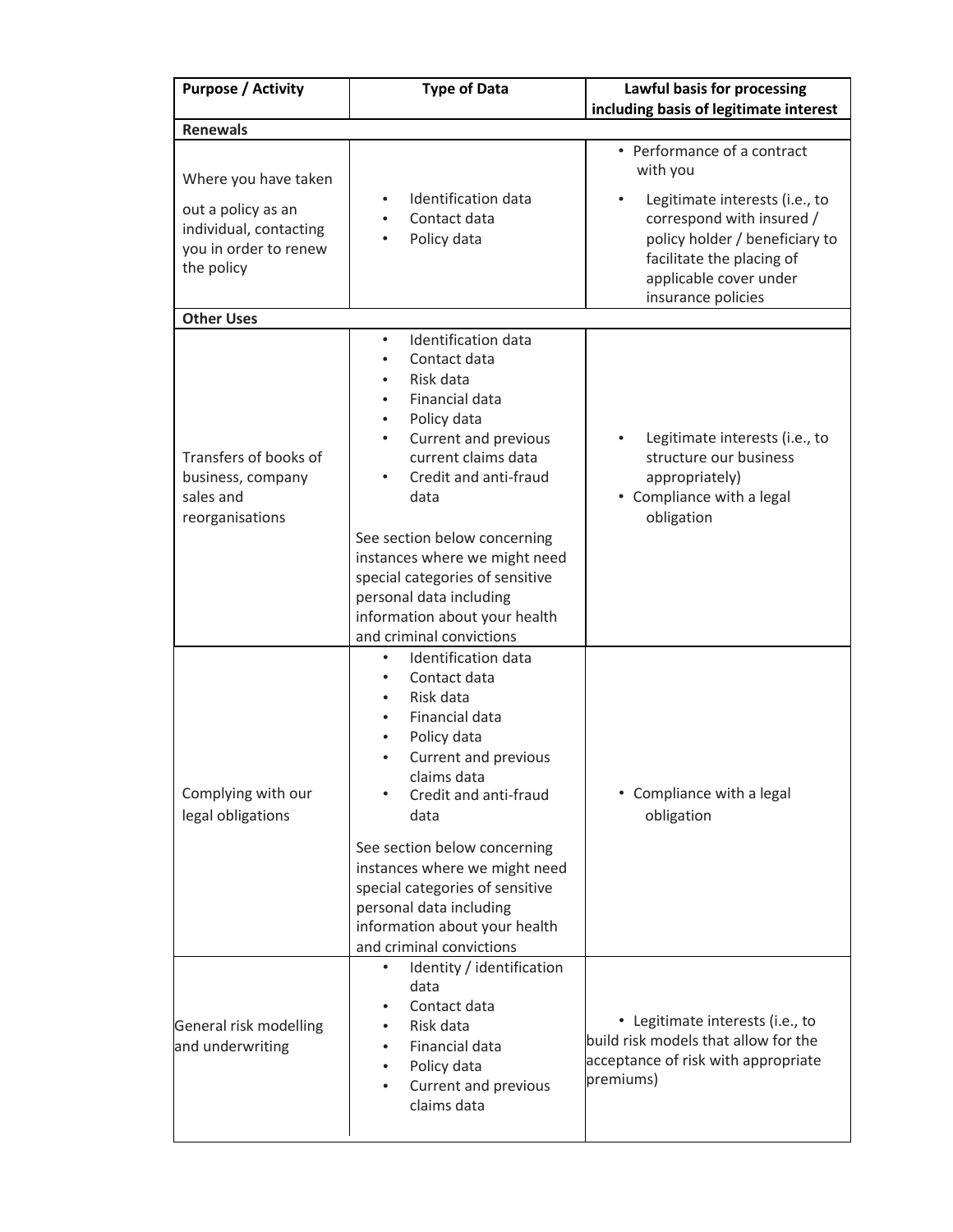| Purpose / Activity | Type of Data | Lawful basis for processing including basis of legitimate interest |
|---|---|---|
| **Renewals** | | |
| Where you have taken out a policy as an individual, contacting you in order to renew the policy | • Identification data<br>• Contact data<br>• Policy data | • Performance of a contract with you<br>• Legitimate interests (i.e., to correspond with insured / policy holder / beneficiary to facilitate the placing of applicable cover under insurance policies |
| **Other Uses** | | |
| Transfers of books of business, company sales and reorganisations | • Identification data<br>• Contact data<br>• Risk data<br>• Financial data<br>• Policy data<br>• Current and previous current claims data<br>• Credit and anti-fraud data<br><br>See section below concerning instances where we might need special categories of sensitive personal data including information about your health and criminal convictions | • Legitimate interests (i.e., to structure our business appropriately)<br>• Compliance with a legal obligation |
| Complying with our legal obligations | • Identification data<br>• Contact data<br>• Risk data<br>• Financial data<br>• Policy data<br>• Current and previous claims data<br>• Credit and anti-fraud data<br><br>See section below concerning instances where we might need special categories of sensitive personal data including information about your health and criminal convictions | • Compliance with a legal obligation |
| General risk modelling and underwriting | • Identity / identification data<br>• Contact data<br>• Risk data<br>• Financial data<br>• Policy data<br>• Current and previous claims data | • Legitimate interests (i.e., to build risk models that allow for the acceptance of risk with appropriate premiums) |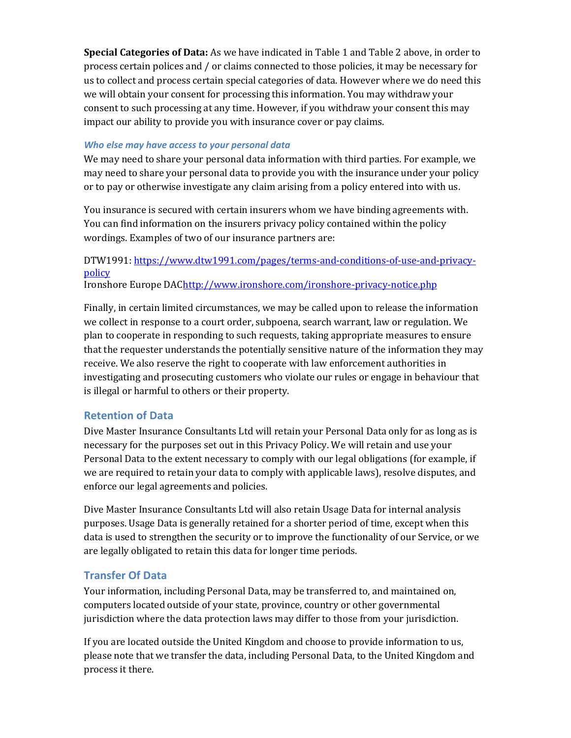**Special Categories of Data:** As we have indicated in Table 1 and Table 2 above, in order to process certain polices and / or claims connected to those policies, it may be necessary for us to collect and process certain special categories of data. However where we do need this we will obtain your consent for processing this information. You may withdraw your consent to such processing at any time. However, if you withdraw your consent this may impact our ability to provide you with insurance cover or pay claims.

### *Who else may have access to your personal data*

We may need to share your personal data information with third parties. For example, we may need to share your personal data to provide you with the insurance under your policy or to pay or otherwise investigate any claim arising from a policy entered into with us.

You insurance is secured with certain insurers whom we have binding agreements with. You can find information on the insurers privacy policy contained within the policy wordings. Examples of two of our insurance partners are:

DTW1991: [https://www.dtw1991.com/pages/terms-and-conditions-of-use-and-privacy-policy](https://www.dtw1991.com/pages/terms-and-conditions-of-use-and-privacy-policy)
Ironshore Europe DAC[http://www.ironshore.com/ironshore-privacy-notice.php](http://www.ironshore.com/ironshore-privacy-notice.php)

Finally, in certain limited circumstances, we may be called upon to release the information we collect in response to a court order, subpoena, search warrant, law or regulation. We plan to cooperate in responding to such requests, taking appropriate measures to ensure that the requester understands the potentially sensitive nature of the information they may receive. We also reserve the right to cooperate with law enforcement authorities in investigating and prosecuting customers who violate our rules or engage in behaviour that is illegal or harmful to others or their property.

## Retention of Data

Dive Master Insurance Consultants Ltd will retain your Personal Data only for as long as is necessary for the purposes set out in this Privacy Policy. We will retain and use your Personal Data to the extent necessary to comply with our legal obligations (for example, if we are required to retain your data to comply with applicable laws), resolve disputes, and enforce our legal agreements and policies.

Dive Master Insurance Consultants Ltd will also retain Usage Data for internal analysis purposes. Usage Data is generally retained for a shorter period of time, except when this data is used to strengthen the security or to improve the functionality of our Service, or we are legally obligated to retain this data for longer time periods.

## Transfer Of Data

Your information, including Personal Data, may be transferred to, and maintained on, computers located outside of your state, province, country or other governmental jurisdiction where the data protection laws may differ to those from your jurisdiction.

If you are located outside the United Kingdom and choose to provide information to us, please note that we transfer the data, including Personal Data, to the United Kingdom and process it there.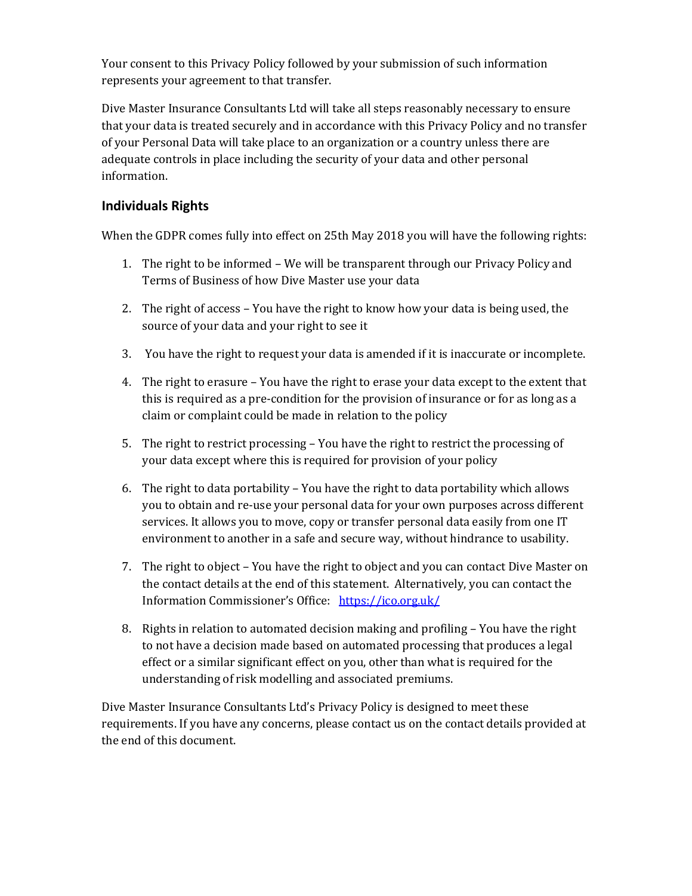Your consent to this Privacy Policy followed by your submission of such information represents your agreement to that transfer.

Dive Master Insurance Consultants Ltd will take all steps reasonably necessary to ensure that your data is treated securely and in accordance with this Privacy Policy and no transfer of your Personal Data will take place to an organization or a country unless there are adequate controls in place including the security of your data and other personal information.

## Individuals Rights

When the GDPR comes fully into effect on 25th May 2018 you will have the following rights:

1. The right to be informed – We will be transparent through our Privacy Policy and Terms of Business of how Dive Master use your data
2. The right of access – You have the right to know how your data is being used, the source of your data and your right to see it
3. You have the right to request your data is amended if it is inaccurate or incomplete.
4. The right to erasure – You have the right to erase your data except to the extent that this is required as a pre-condition for the provision of insurance or for as long as a claim or complaint could be made in relation to the policy
5. The right to restrict processing – You have the right to restrict the processing of your data except where this is required for provision of your policy
6. The right to data portability – You have the right to data portability which allows you to obtain and re-use your personal data for your own purposes across different services. It allows you to move, copy or transfer personal data easily from one IT environment to another in a safe and secure way, without hindrance to usability.
7. The right to object – You have the right to object and you can contact Dive Master on the contact details at the end of this statement. Alternatively, you can contact the Information Commissioner's Office: [https://ico.org.uk/](https://ico.org.uk/)
8. Rights in relation to automated decision making and profiling – You have the right to not have a decision made based on automated processing that produces a legal effect or a similar significant effect on you, other than what is required for the understanding of risk modelling and associated premiums.

Dive Master Insurance Consultants Ltd's Privacy Policy is designed to meet these requirements. If you have any concerns, please contact us on the contact details provided at the end of this document.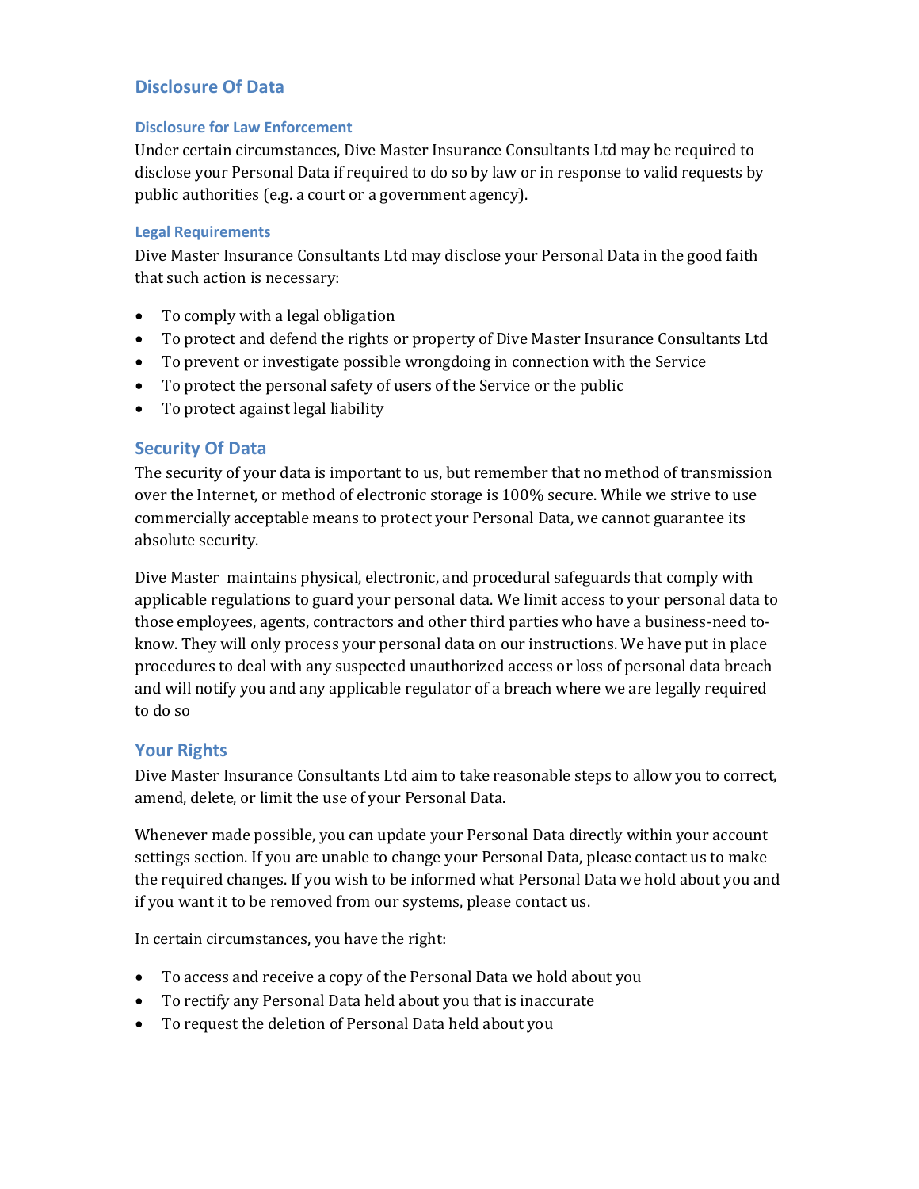## Disclosure Of Data

### Disclosure for Law Enforcement

Under certain circumstances, Dive Master Insurance Consultants Ltd may be required to disclose your Personal Data if required to do so by law or in response to valid requests by public authorities (e.g. a court or a government agency).

### Legal Requirements

Dive Master Insurance Consultants Ltd may disclose your Personal Data in the good faith that such action is necessary:

- To comply with a legal obligation
- To protect and defend the rights or property of Dive Master Insurance Consultants Ltd
- To prevent or investigate possible wrongdoing in connection with the Service
- To protect the personal safety of users of the Service or the public
- To protect against legal liability

## Security Of Data

The security of your data is important to us, but remember that no method of transmission over the Internet, or method of electronic storage is 100% secure. While we strive to use commercially acceptable means to protect your Personal Data, we cannot guarantee its absolute security.

Dive Master maintains physical, electronic, and procedural safeguards that comply with applicable regulations to guard your personal data. We limit access to your personal data to those employees, agents, contractors and other third parties who have a business-need to-know. They will only process your personal data on our instructions. We have put in place procedures to deal with any suspected unauthorized access or loss of personal data breach and will notify you and any applicable regulator of a breach where we are legally required to do so

## Your Rights

Dive Master Insurance Consultants Ltd aim to take reasonable steps to allow you to correct, amend, delete, or limit the use of your Personal Data.

Whenever made possible, you can update your Personal Data directly within your account settings section. If you are unable to change your Personal Data, please contact us to make the required changes. If you wish to be informed what Personal Data we hold about you and if you want it to be removed from our systems, please contact us.

In certain circumstances, you have the right:

- To access and receive a copy of the Personal Data we hold about you
- To rectify any Personal Data held about you that is inaccurate
- To request the deletion of Personal Data held about you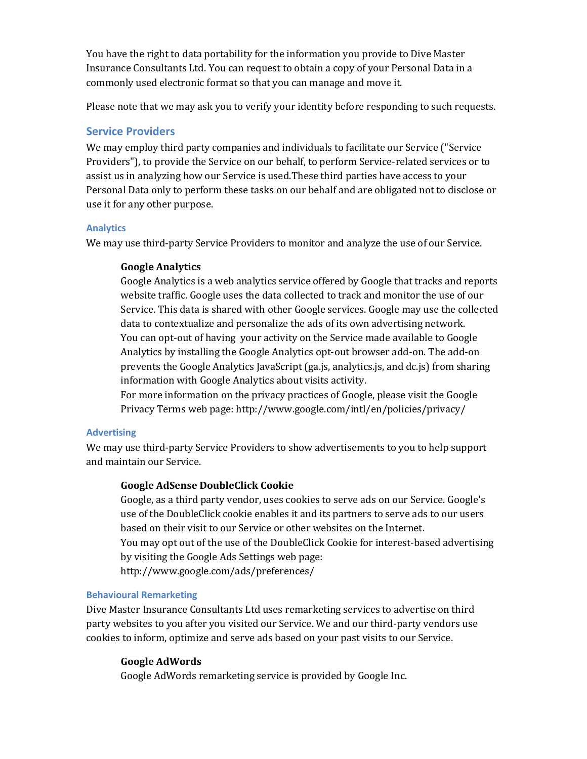You have the right to data portability for the information you provide to Dive Master Insurance Consultants Ltd. You can request to obtain a copy of your Personal Data in a commonly used electronic format so that you can manage and move it.

Please note that we may ask you to verify your identity before responding to such requests.

## Service Providers

We may employ third party companies and individuals to facilitate our Service ("Service Providers"), to provide the Service on our behalf, to perform Service-related services or to assist us in analyzing how our Service is used.These third parties have access to your Personal Data only to perform these tasks on our behalf and are obligated not to disclose or use it for any other purpose.

### Analytics

We may use third-party Service Providers to monitor and analyze the use of our Service.

**Google Analytics**

Google Analytics is a web analytics service offered by Google that tracks and reports website traffic. Google uses the data collected to track and monitor the use of our Service. This data is shared with other Google services. Google may use the collected data to contextualize and personalize the ads of its own advertising network.

You can opt-out of having your activity on the Service made available to Google Analytics by installing the Google Analytics opt-out browser add-on. The add-on prevents the Google Analytics JavaScript (ga.js, analytics.js, and dc.js) from sharing information with Google Analytics about visits activity.

For more information on the privacy practices of Google, please visit the Google Privacy Terms web page: http://www.google.com/intl/en/policies/privacy/

### Advertising

We may use third-party Service Providers to show advertisements to you to help support and maintain our Service.

**Google AdSense DoubleClick Cookie**

Google, as a third party vendor, uses cookies to serve ads on our Service. Google's use of the DoubleClick cookie enables it and its partners to serve ads to our users based on their visit to our Service or other websites on the Internet.

You may opt out of the use of the DoubleClick Cookie for interest-based advertising by visiting the Google Ads Settings web page: http://www.google.com/ads/preferences/

### Behavioural Remarketing

Dive Master Insurance Consultants Ltd uses remarketing services to advertise on third party websites to you after you visited our Service. We and our third-party vendors use cookies to inform, optimize and serve ads based on your past visits to our Service.

**Google AdWords**

Google AdWords remarketing service is provided by Google Inc.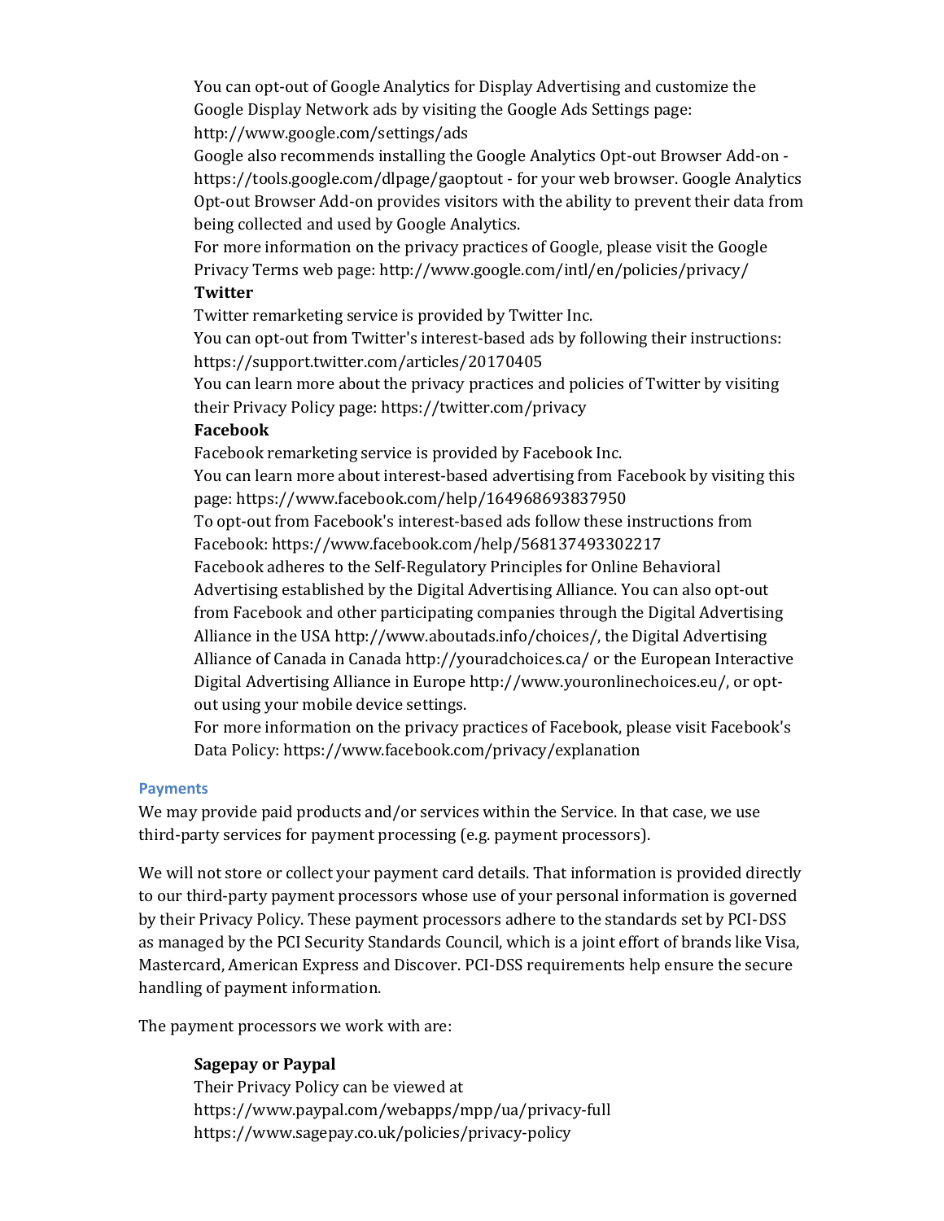You can opt-out of Google Analytics for Display Advertising and customize the Google Display Network ads by visiting the Google Ads Settings page: http://www.google.com/settings/ads

Google also recommends installing the Google Analytics Opt-out Browser Add-on - https://tools.google.com/dlpage/gaoptout - for your web browser. Google Analytics Opt-out Browser Add-on provides visitors with the ability to prevent their data from being collected and used by Google Analytics.

For more information on the privacy practices of Google, please visit the Google Privacy Terms web page: http://www.google.com/intl/en/policies/privacy/

**Twitter**

Twitter remarketing service is provided by Twitter Inc.

You can opt-out from Twitter's interest-based ads by following their instructions: https://support.twitter.com/articles/20170405

You can learn more about the privacy practices and policies of Twitter by visiting their Privacy Policy page: https://twitter.com/privacy

**Facebook**

Facebook remarketing service is provided by Facebook Inc.

You can learn more about interest-based advertising from Facebook by visiting this page: https://www.facebook.com/help/164968693837950

To opt-out from Facebook's interest-based ads follow these instructions from Facebook: https://www.facebook.com/help/568137493302217

Facebook adheres to the Self-Regulatory Principles for Online Behavioral Advertising established by the Digital Advertising Alliance. You can also opt-out from Facebook and other participating companies through the Digital Advertising Alliance in the USA http://www.aboutads.info/choices/, the Digital Advertising Alliance of Canada in Canada http://youradchoices.ca/ or the European Interactive Digital Advertising Alliance in Europe http://www.youronlinechoices.eu/, or opt-out using your mobile device settings.

For more information on the privacy practices of Facebook, please visit Facebook's Data Policy: https://www.facebook.com/privacy/explanation

### Payments

We may provide paid products and/or services within the Service. In that case, we use third-party services for payment processing (e.g. payment processors).

We will not store or collect your payment card details. That information is provided directly to our third-party payment processors whose use of your personal information is governed by their Privacy Policy. These payment processors adhere to the standards set by PCI-DSS as managed by the PCI Security Standards Council, which is a joint effort of brands like Visa, Mastercard, American Express and Discover. PCI-DSS requirements help ensure the secure handling of payment information.

The payment processors we work with are:

**Sagepay or Paypal**

Their Privacy Policy can be viewed at
https://www.paypal.com/webapps/mpp/ua/privacy-full
https://www.sagepay.co.uk/policies/privacy-policy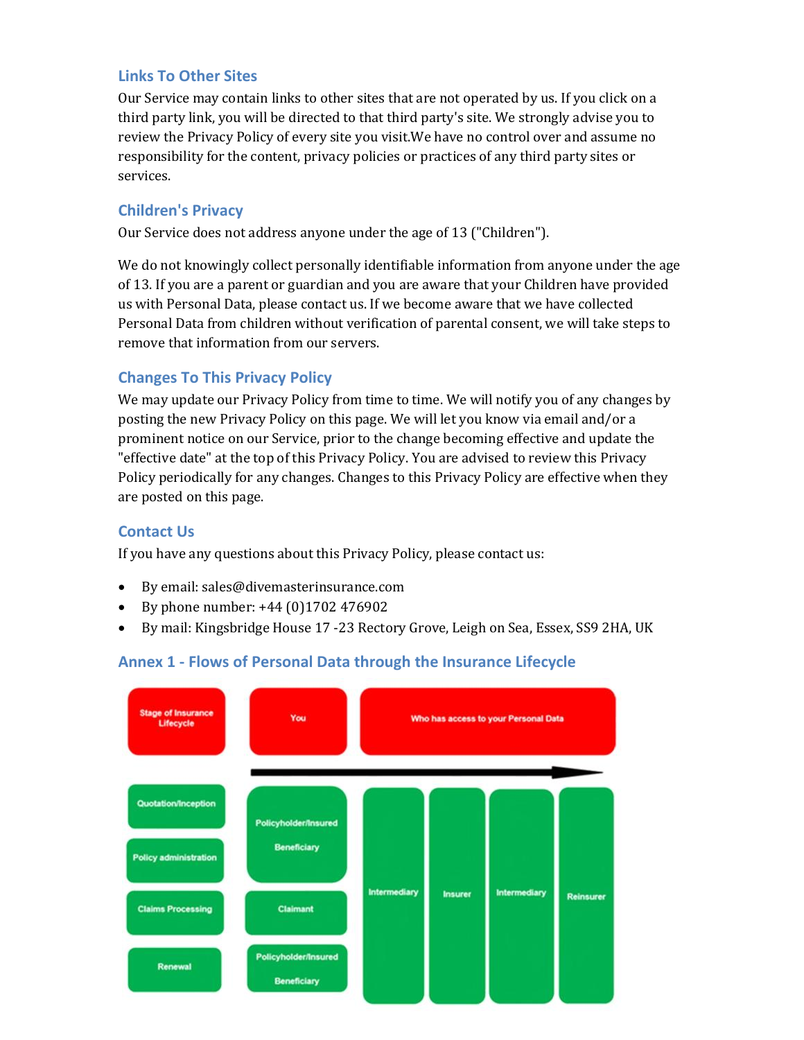## Links To Other Sites

Our Service may contain links to other sites that are not operated by us. If you click on a third party link, you will be directed to that third party's site. We strongly advise you to review the Privacy Policy of every site you visit.We have no control over and assume no responsibility for the content, privacy policies or practices of any third party sites or services.

## Children's Privacy

Our Service does not address anyone under the age of 13 ("Children").

We do not knowingly collect personally identifiable information from anyone under the age of 13. If you are a parent or guardian and you are aware that your Children have provided us with Personal Data, please contact us. If we become aware that we have collected Personal Data from children without verification of parental consent, we will take steps to remove that information from our servers.

## Changes To This Privacy Policy

We may update our Privacy Policy from time to time. We will notify you of any changes by posting the new Privacy Policy on this page. We will let you know via email and/or a prominent notice on our Service, prior to the change becoming effective and update the "effective date" at the top of this Privacy Policy. You are advised to review this Privacy Policy periodically for any changes. Changes to this Privacy Policy are effective when they are posted on this page.

## Contact Us

If you have any questions about this Privacy Policy, please contact us:

- By email: sales@divemasterinsurance.com
- By phone number: +44 (0)1702 476902
- By mail: Kingsbridge House 17 -23 Rectory Grove, Leigh on Sea, Essex, SS9 2HA, UK

## Annex 1 - Flows of Personal Data through the Insurance Lifecycle

Stage of Insurance Lifecycle

You

Who has access to your Personal Data

Quotation/Inception

Policy administration

Claims Processing

Renewal

Policyholder/Insured Beneficiary

Claimant

Policyholder/Insured Beneficiary

Intermediary

Insurer

Intermediary

Reinsurer